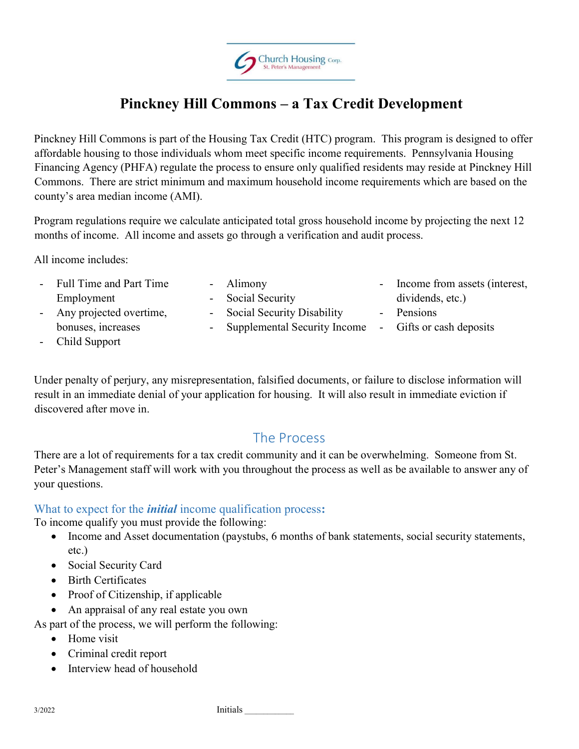Church Housing Corp.
St. Peter's Management

# Pinckney Hill Commons – a Tax Credit Development

Pinckney Hill Commons is part of the Housing Tax Credit (HTC) program. This program is designed to offer affordable housing to those individuals whom meet specific income requirements. Pennsylvania Housing Financing Agency (PHFA) regulate the process to ensure only qualified residents may reside at Pinckney Hill Commons. There are strict minimum and maximum household income requirements which are based on the county's area median income (AMI).

Program regulations require we calculate anticipated total gross household income by projecting the next 12 months of income. All income and assets go through a verification and audit process.

All income includes:

- Full Time and Part Time Employment
- Any projected overtime, bonuses, increases
- Child Support
- Alimony
- Social Security
- Social Security Disability
- Supplemental Security Income
- Income from assets (interest, dividends, etc.)
- Pensions
- Gifts or cash deposits

Under penalty of perjury, any misrepresentation, falsified documents, or failure to disclose information will result in an immediate denial of your application for housing. It will also result in immediate eviction if discovered after move in.

## The Process

There are a lot of requirements for a tax credit community and it can be overwhelming. Someone from St. Peter's Management staff will work with you throughout the process as well as be available to answer any of your questions.

### What to expect for the ***initial*** income qualification process**:**

To income qualify you must provide the following:

- Income and Asset documentation (paystubs, 6 months of bank statements, social security statements, etc.)
- Social Security Card
- Birth Certificates
- Proof of Citizenship, if applicable
- An appraisal of any real estate you own

As part of the process, we will perform the following:

- Home visit
- Criminal credit report
- Interview head of household

3/2022 Initials ___________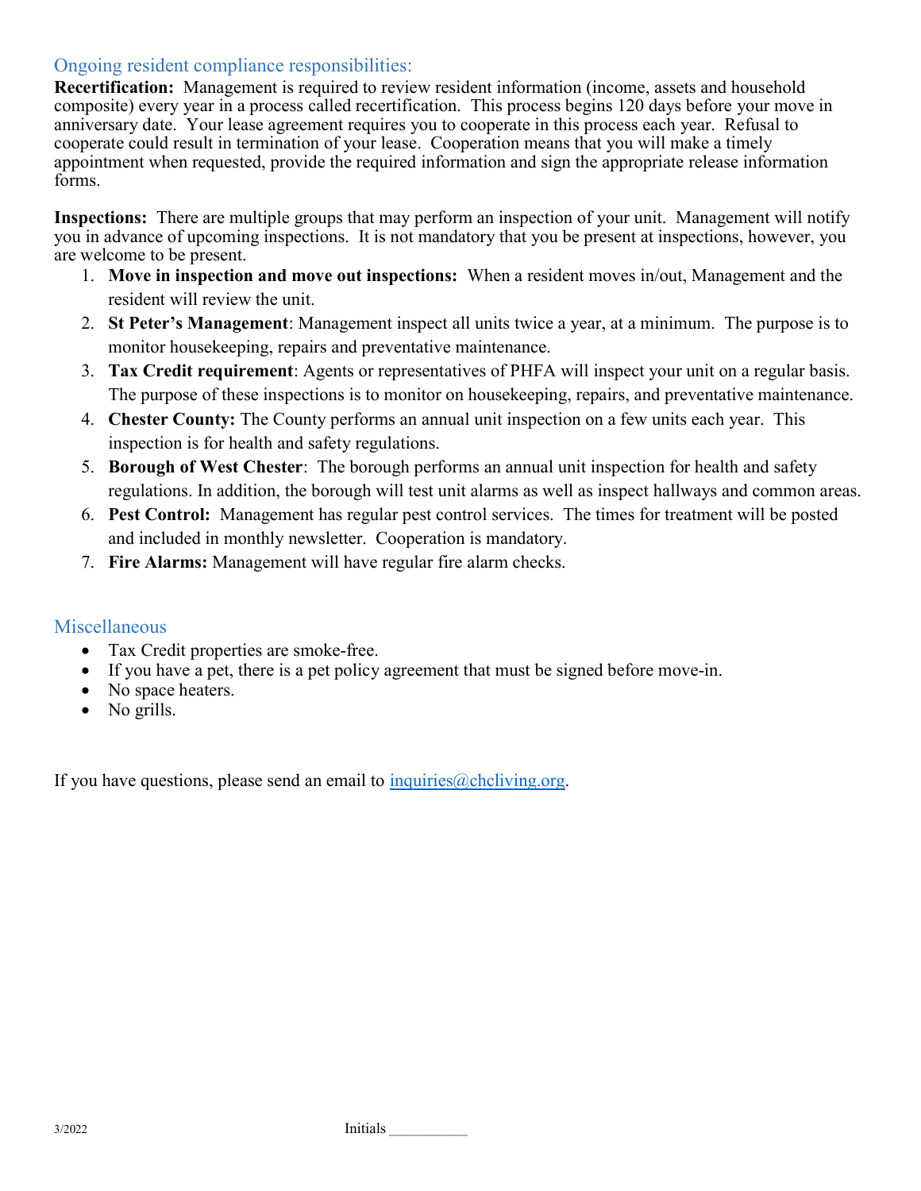## Ongoing resident compliance responsibilities:

**Recertification:** Management is required to review resident information (income, assets and household composite) every year in a process called recertification. This process begins 120 days before your move in anniversary date. Your lease agreement requires you to cooperate in this process each year. Refusal to cooperate could result in termination of your lease. Cooperation means that you will make a timely appointment when requested, provide the required information and sign the appropriate release information forms.

**Inspections:** There are multiple groups that may perform an inspection of your unit. Management will notify you in advance of upcoming inspections. It is not mandatory that you be present at inspections, however, you are welcome to be present.

1. **Move in inspection and move out inspections:** When a resident moves in/out, Management and the resident will review the unit.
2. **St Peter's Management**: Management inspect all units twice a year, at a minimum. The purpose is to monitor housekeeping, repairs and preventative maintenance.
3. **Tax Credit requirement**: Agents or representatives of PHFA will inspect your unit on a regular basis. The purpose of these inspections is to monitor on housekeeping, repairs, and preventative maintenance.
4. **Chester County:** The County performs an annual unit inspection on a few units each year. This inspection is for health and safety regulations.
5. **Borough of West Chester**: The borough performs an annual unit inspection for health and safety regulations. In addition, the borough will test unit alarms as well as inspect hallways and common areas.
6. **Pest Control:** Management has regular pest control services. The times for treatment will be posted and included in monthly newsletter. Cooperation is mandatory.
7. **Fire Alarms:** Management will have regular fire alarm checks.

## Miscellaneous

- Tax Credit properties are smoke-free.
- If you have a pet, there is a pet policy agreement that must be signed before move-in.
- No space heaters.
- No grills.

If you have questions, please send an email to [inquiries@chcliving.org](mailto:inquiries@chcliving.org).

3/2022 Initials ___________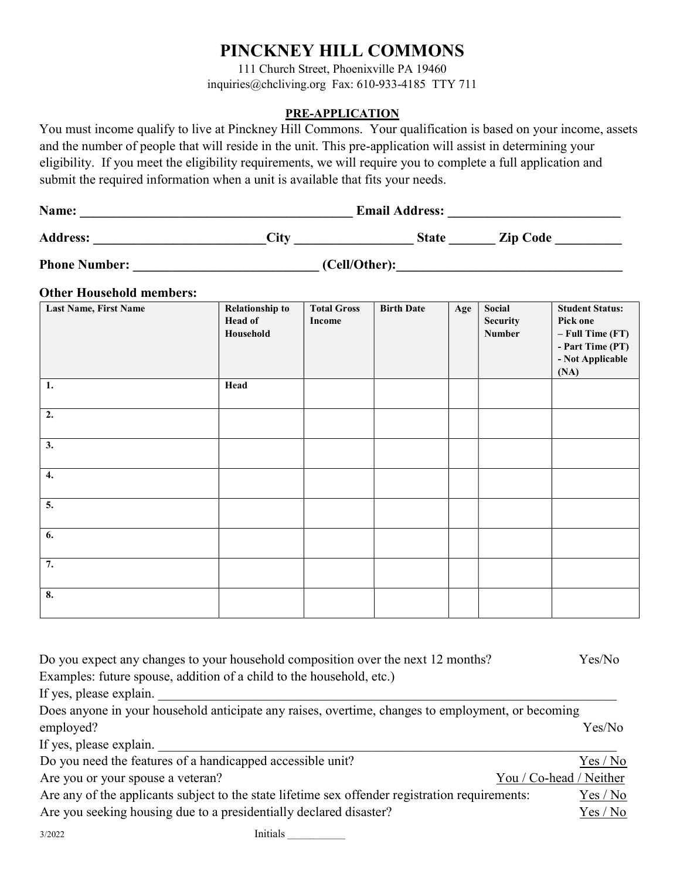# PINCKNEY HILL COMMONS

111 Church Street, Phoenixville PA 19460
inquiries@chcliving.org Fax: 610-933-4185 TTY 711

## PRE-APPLICATION

You must income qualify to live at Pinckney Hill Commons. Your qualification is based on your income, assets and the number of people that will reside in the unit. This pre-application will assist in determining your eligibility. If you meet the eligibility requirements, we will require you to complete a full application and submit the required information when a unit is available that fits your needs.

**Name:** __________________________________________ **Email Address:** __________________________

**Address:** __________________________**City** __________________ **State** _______ **Zip Code** __________

**Phone Number:** ____________________________ **(Cell/Other):**__________________________________

**Other Household members:**

| Last Name, First Name | Relationship to Head of Household | Total Gross Income | Birth Date | Age | Social Security Number | Student Status: Pick one – Full Time (FT) - Part Time (PT) - Not Applicable (NA) |
|---|---|---|---|---|---|---|
| 1. | Head | | | | | |
| 2. | | | | | | |
| 3. | | | | | | |
| 4. | | | | | | |
| 5. | | | | | | |
| 6. | | | | | | |
| 7. | | | | | | |
| 8. | | | | | | |

Do you expect any changes to your household composition over the next 12 months? Yes/No
Examples: future spouse, addition of a child to the household, etc.)
If yes, please explain. ___________________________________________________________________________

Does anyone in your household anticipate any raises, overtime, changes to employment, or becoming employed? Yes/No
If yes, please explain. ___________________________________________________________________________

Do you need the features of a handicapped accessible unit? Yes / No

Are you or your spouse a veteran? You / Co-head / Neither

Are any of the applicants subject to the state lifetime sex offender registration requirements: Yes / No

Are you seeking housing due to a presidentially declared disaster? Yes / No

3/2022 Initials ___________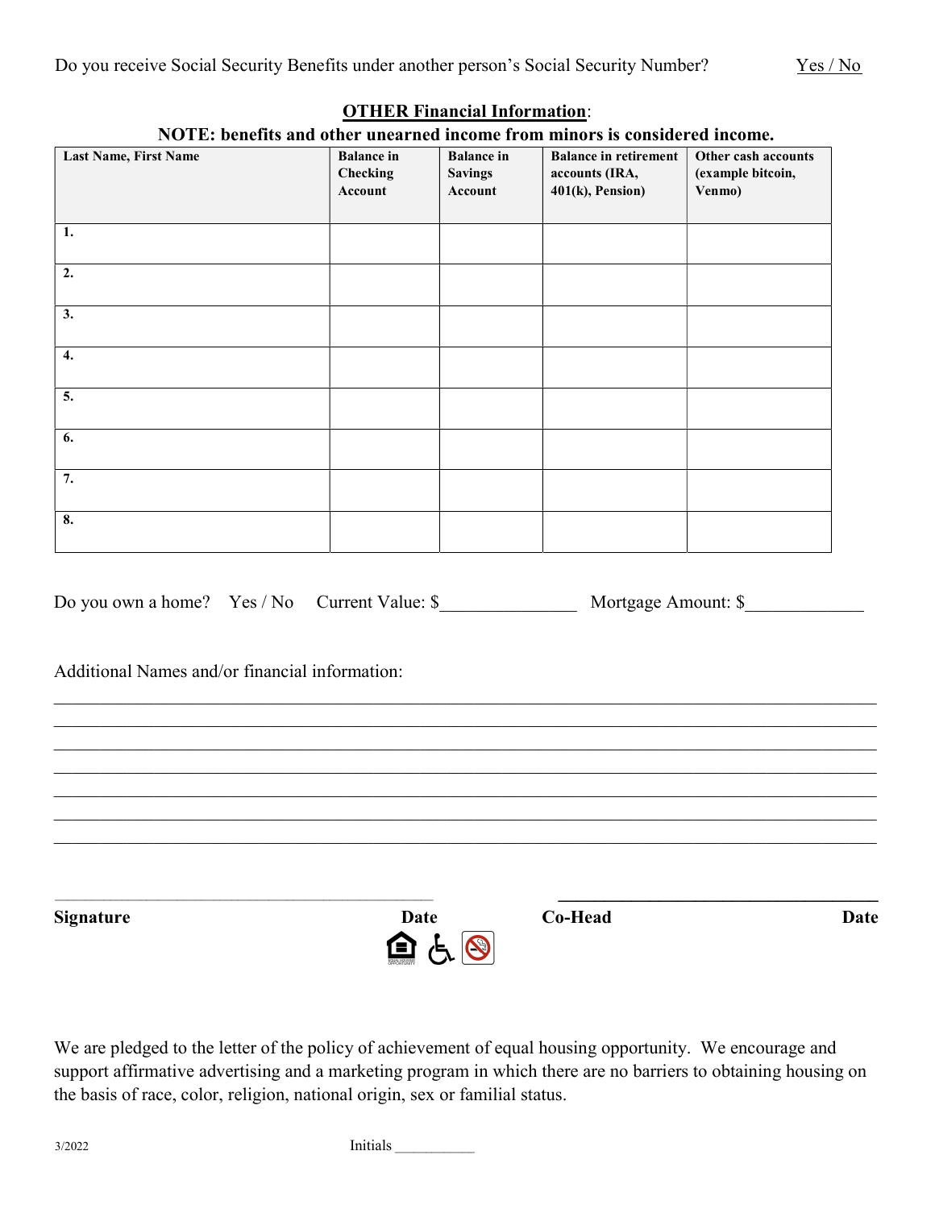Do you receive Social Security Benefits under another person's Social Security Number? Yes / No

## OTHER Financial Information:

**NOTE: benefits and other unearned income from minors is considered income.**

| Last Name, First Name | Balance in Checking Account | Balance in Savings Account | Balance in retirement accounts (IRA, 401(k), Pension) | Other cash accounts (example bitcoin, Venmo) |
|---|---|---|---|---|
| 1. | | | | |
| 2. | | | | |
| 3. | | | | |
| 4. | | | | |
| 5. | | | | |
| 6. | | | | |
| 7. | | | | |
| 8. | | | | |

Do you own a home? Yes / No Current Value: $_______________ Mortgage Amount: $_____________

Additional Names and/or financial information:

_______________________________________________________________________________________
_______________________________________________________________________________________
_______________________________________________________________________________________
_______________________________________________________________________________________
_______________________________________________________________________________________
_______________________________________________________________________________________
_______________________________________________________________________________________

_______________________________________________ _______________________________________

**Signature** **Date** **Co-Head** **Date**

We are pledged to the letter of the policy of achievement of equal housing opportunity. We encourage and support affirmative advertising and a marketing program in which there are no barriers to obtaining housing on the basis of race, color, religion, national origin, sex or familial status.

3/2022 Initials ___________